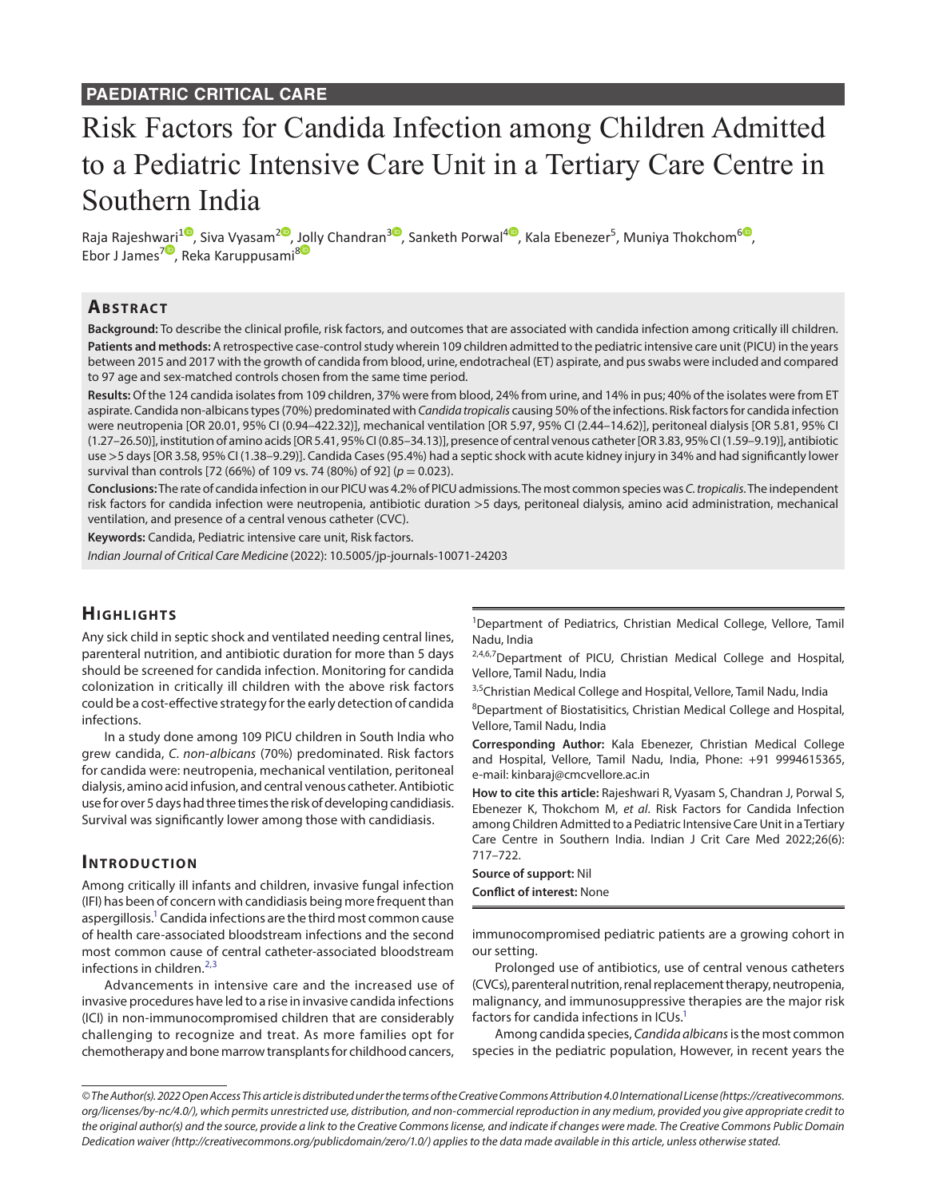PAEDIATRIC CRITICAL CARE

# Risk Factors for Candida Infection among Children Admitted to a Pediatric Intensive Care Unit in a Tertiary Care Centre in Southern India

Raja Rajeshwari[1], Siva Vyasam[2], Jolly Chandran[3], Sanketh Porwal[4], Kala Ebenezer[5], Muniya Thokchom[6], Ebor J James[7], Reka Karuppusami[8]

## Abstract

**Background:** To describe the clinical profile, risk factors, and outcomes that are associated with candida infection among critically ill children.

**Patients and methods:** A retrospective case-control study wherein 109 children admitted to the pediatric intensive care unit (PICU) in the years between 2015 and 2017 with the growth of candida from blood, urine, endotracheal (ET) aspirate, and pus swabs were included and compared to 97 age and sex-matched controls chosen from the same time period.

**Results:** Of the 124 candida isolates from 109 children, 37% were from blood, 24% from urine, and 14% in pus; 40% of the isolates were from ET aspirate. Candida non-albicans types (70%) predominated with *Candida tropicalis* causing 50% of the infections. Risk factors for candida infection were neutropenia [OR 20.01, 95% CI (0.94–422.32)], mechanical ventilation [OR 5.97, 95% CI (2.44–14.62)], peritoneal dialysis [OR 5.81, 95% CI (1.27–26.50)], institution of amino acids [OR 5.41, 95% CI (0.85–34.13)], presence of central venous catheter [OR 3.83, 95% CI (1.59–9.19)], antibiotic use >5 days [OR 3.58, 95% CI (1.38–9.29)]. Candida Cases (95.4%) had a septic shock with acute kidney injury in 34% and had significantly lower survival than controls [72 (66%) of 109 vs. 74 (80%) of 92] ($p = 0.023$).

**Conclusions:** The rate of candida infection in our PICU was 4.2% of PICU admissions. The most common species was *C. tropicalis*. The independent risk factors for candida infection were neutropenia, antibiotic duration >5 days, peritoneal dialysis, amino acid administration, mechanical ventilation, and presence of a central venous catheter (CVC).

**Keywords:** Candida, Pediatric intensive care unit, Risk factors.

*Indian Journal of Critical Care Medicine* (2022): 10.5005/jp-journals-10071-24203

## Highlights

Any sick child in septic shock and ventilated needing central lines, parenteral nutrition, and antibiotic duration for more than 5 days should be screened for candida infection. Monitoring for candida colonization in critically ill children with the above risk factors could be a cost-effective strategy for the early detection of candida infections.

In a study done among 109 PICU children in South India who grew candida, *C. non-albicans* (70%) predominated. Risk factors for candida were: neutropenia, mechanical ventilation, peritoneal dialysis, amino acid infusion, and central venous catheter. Antibiotic use for over 5 days had three times the risk of developing candidiasis. Survival was significantly lower among those with candidiasis.

## Introduction

Among critically ill infants and children, invasive fungal infection (IFI) has been of concern with candidiasis being more frequent than aspergillosis.[1] Candida infections are the third most common cause of health care-associated bloodstream infections and the second most common cause of central catheter-associated bloodstream infections in children.[2,3]

Advancements in intensive care and the increased use of invasive procedures have led to a rise in invasive candida infections (ICI) in non-immunocompromised children that are considerably challenging to recognize and treat. As more families opt for chemotherapy and bone marrow transplants for childhood cancers, immunocompromised pediatric patients are a growing cohort in our setting.

Prolonged use of antibiotics, use of central venous catheters (CVCs), parenteral nutrition, renal replacement therapy, neutropenia, malignancy, and immunosuppressive therapies are the major risk factors for candida infections in ICUs.[1]

Among candida species, *Candida albicans* is the most common species in the pediatric population, However, in recent years the

---

[1]Department of Pediatrics, Christian Medical College, Vellore, Tamil Nadu, India

[2,4,6,7]Department of PICU, Christian Medical College and Hospital, Vellore, Tamil Nadu, India

[3,5]Christian Medical College and Hospital, Vellore, Tamil Nadu, India

[8]Department of Biostatisitics, Christian Medical College and Hospital, Vellore, Tamil Nadu, India

**Corresponding Author:** Kala Ebenezer, Christian Medical College and Hospital, Vellore, Tamil Nadu, India, Phone: +91 9994615365, e-mail: kinbaraj@cmcvellore.ac.in

**How to cite this article:** Rajeshwari R, Vyasam S, Chandran J, Porwal S, Ebenezer K, Thokchom M, *et al*. Risk Factors for Candida Infection among Children Admitted to a Pediatric Intensive Care Unit in a Tertiary Care Centre in Southern India. Indian J Crit Care Med 2022;26(6): 717–722.

**Source of support:** Nil

**Conflict of interest:** None

*© The Author(s). 2022 Open Access This article is distributed under the terms of the Creative Commons Attribution 4.0 International License (https://creativecommons.org/licenses/by-nc/4.0/), which permits unrestricted use, distribution, and non-commercial reproduction in any medium, provided you give appropriate credit to the original author(s) and the source, provide a link to the Creative Commons license, and indicate if changes were made. The Creative Commons Public Domain Dedication waiver (http://creativecommons.org/publicdomain/zero/1.0/) applies to the data made available in this article, unless otherwise stated.*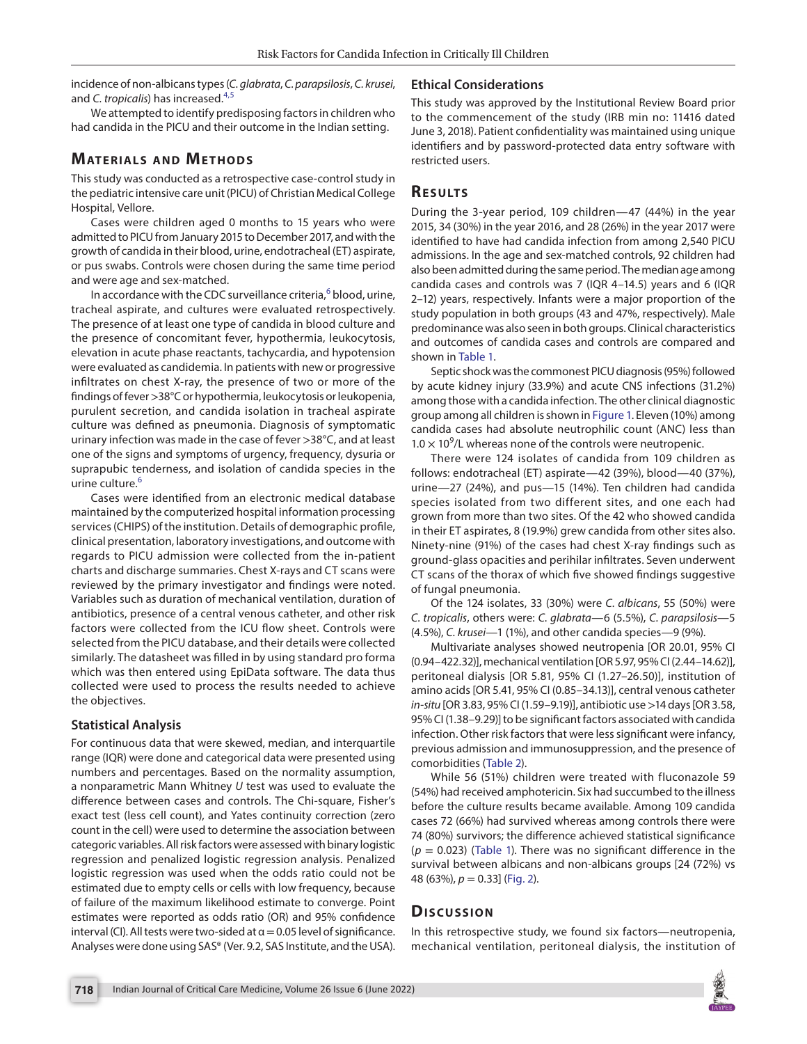incidence of non-albicans types (*C. glabrata*, *C. parapsilosis*, *C. krusei*, and *C. tropicalis*) has increased.[4,5]

We attempted to identify predisposing factors in children who had candida in the PICU and their outcome in the Indian setting.

## Materials and Methods

This study was conducted as a retrospective case-control study in the pediatric intensive care unit (PICU) of Christian Medical College Hospital, Vellore.

Cases were children aged 0 months to 15 years who were admitted to PICU from January 2015 to December 2017, and with the growth of candida in their blood, urine, endotracheal (ET) aspirate, or pus swabs. Controls were chosen during the same time period and were age and sex-matched.

In accordance with the CDC surveillance criteria,[6] blood, urine, tracheal aspirate, and cultures were evaluated retrospectively. The presence of at least one type of candida in blood culture and the presence of concomitant fever, hypothermia, leukocytosis, elevation in acute phase reactants, tachycardia, and hypotension were evaluated as candidemia. In patients with new or progressive infiltrates on chest X-ray, the presence of two or more of the findings of fever >38°C or hypothermia, leukocytosis or leukopenia, purulent secretion, and candida isolation in tracheal aspirate culture was defined as pneumonia. Diagnosis of symptomatic urinary infection was made in the case of fever >38°C, and at least one of the signs and symptoms of urgency, frequency, dysuria or suprapubic tenderness, and isolation of candida species in the urine culture.[6]

Cases were identified from an electronic medical database maintained by the computerized hospital information processing services (CHIPS) of the institution. Details of demographic profile, clinical presentation, laboratory investigations, and outcome with regards to PICU admission were collected from the in-patient charts and discharge summaries. Chest X-rays and CT scans were reviewed by the primary investigator and findings were noted. Variables such as duration of mechanical ventilation, duration of antibiotics, presence of a central venous catheter, and other risk factors were collected from the ICU flow sheet. Controls were selected from the PICU database, and their details were collected similarly. The datasheet was filled in by using standard pro forma which was then entered using EpiData software. The data thus collected were used to process the results needed to achieve the objectives.

### Statistical Analysis

For continuous data that were skewed, median, and interquartile range (IQR) were done and categorical data were presented using numbers and percentages. Based on the normality assumption, a nonparametric Mann Whitney *U* test was used to evaluate the difference between cases and controls. The Chi-square, Fisher's exact test (less cell count), and Yates continuity correction (zero count in the cell) were used to determine the association between categoric variables. All risk factors were assessed with binary logistic regression and penalized logistic regression analysis. Penalized logistic regression was used when the odds ratio could not be estimated due to empty cells or cells with low frequency, because of failure of the maximum likelihood estimate to converge. Point estimates were reported as odds ratio (OR) and 95% confidence interval (CI). All tests were two-sided at $\alpha = 0.05$ level of significance. Analyses were done using SAS® (Ver. 9.2, SAS Institute, and the USA).

### Ethical Considerations

This study was approved by the Institutional Review Board prior to the commencement of the study (IRB min no: 11416 dated June 3, 2018). Patient confidentiality was maintained using unique identifiers and by password-protected data entry software with restricted users.

## Results

During the 3-year period, 109 children—47 (44%) in the year 2015, 34 (30%) in the year 2016, and 28 (26%) in the year 2017 were identified to have had candida infection from among 2,540 PICU admissions. In the age and sex-matched controls, 92 children had also been admitted during the same period. The median age among candida cases and controls was 7 (IQR 4–14.5) years and 6 (IQR 2–12) years, respectively. Infants were a major proportion of the study population in both groups (43 and 47%, respectively). Male predominance was also seen in both groups. Clinical characteristics and outcomes of candida cases and controls are compared and shown in Table 1.

Septic shock was the commonest PICU diagnosis (95%) followed by acute kidney injury (33.9%) and acute CNS infections (31.2%) among those with a candida infection. The other clinical diagnostic group among all children is shown in Figure 1. Eleven (10%) among candida cases had absolute neutrophilic count (ANC) less than $1.0 \times 10^9$/L whereas none of the controls were neutropenic.

There were 124 isolates of candida from 109 children as follows: endotracheal (ET) aspirate—42 (39%), blood—40 (37%), urine—27 (24%), and pus—15 (14%). Ten children had candida species isolated from two different sites, and one each had grown from more than two sites. Of the 42 who showed candida in their ET aspirates, 8 (19.9%) grew candida from other sites also. Ninety-nine (91%) of the cases had chest X-ray findings such as ground-glass opacities and perihilar infiltrates. Seven underwent CT scans of the thorax of which five showed findings suggestive of fungal pneumonia.

Of the 124 isolates, 33 (30%) were *C. albicans*, 55 (50%) were *C. tropicalis*, others were: *C. glabrata*—6 (5.5%), *C. parapsilosis*—5 (4.5%), *C. krusei*—1 (1%), and other candida species—9 (9%).

Multivariate analyses showed neutropenia [OR 20.01, 95% CI (0.94–422.32)], mechanical ventilation [OR 5.97, 95% CI (2.44–14.62)], peritoneal dialysis [OR 5.81, 95% CI (1.27–26.50)], institution of amino acids [OR 5.41, 95% CI (0.85–34.13)], central venous catheter *in-situ* [OR 3.83, 95% CI (1.59–9.19)], antibiotic use >14 days [OR 3.58, 95% CI (1.38–9.29)] to be significant factors associated with candida infection. Other risk factors that were less significant were infancy, previous admission and immunosuppression, and the presence of comorbidities (Table 2).

While 56 (51%) children were treated with fluconazole 59 (54%) had received amphotericin. Six had succumbed to the illness before the culture results became available. Among 109 candida cases 72 (66%) had survived whereas among controls there were 74 (80%) survivors; the difference achieved statistical significance ($p = 0.023$) (Table 1). There was no significant difference in the survival between albicans and non-albicans groups [24 (72%) vs 48 (63%), $p = 0.33$] (Fig. 2).

## Discussion

In this retrospective study, we found six factors—neutropenia, mechanical ventilation, peritoneal dialysis, the institution of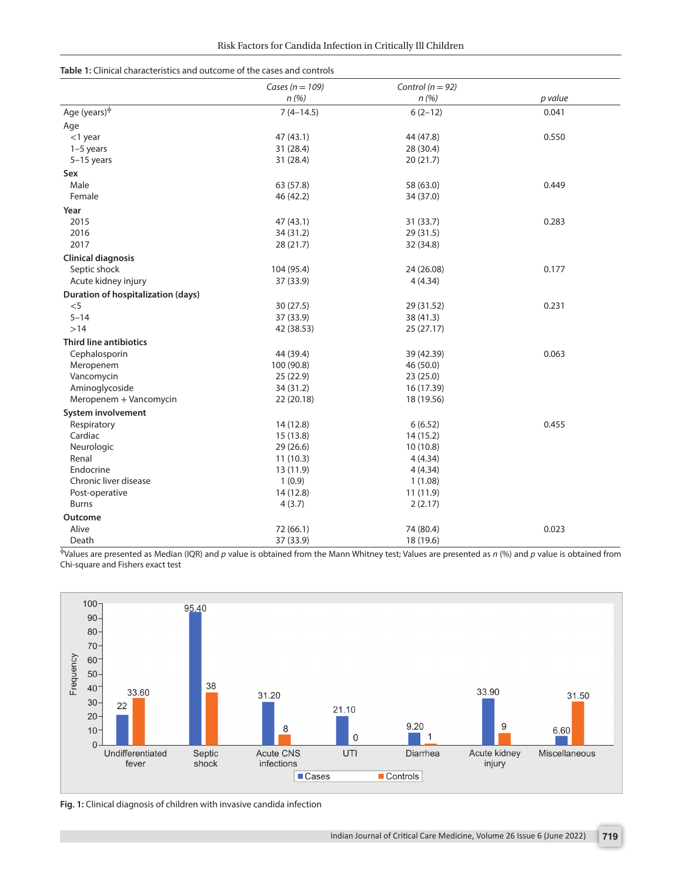**Table 1:** Clinical characteristics and outcome of the cases and controls

| | *Cases (n = 109)* *n (%)* | *Control (n = 92)* *n (%)* | *p value* |
|---|---|---|---|
| Age (years)[ɸ] | 7 (4–14.5) | 6 (2–12) | 0.041 |
| Age | | | |
| <1 year | 47 (43.1) | 44 (47.8) | 0.550 |
| 1–5 years | 31 (28.4) | 28 (30.4) | |
| 5–15 years | 31 (28.4) | 20 (21.7) | |
| **Sex** | | | |
| Male | 63 (57.8) | 58 (63.0) | 0.449 |
| Female | 46 (42.2) | 34 (37.0) | |
| **Year** | | | |
| 2015 | 47 (43.1) | 31 (33.7) | 0.283 |
| 2016 | 34 (31.2) | 29 (31.5) | |
| 2017 | 28 (21.7) | 32 (34.8) | |
| **Clinical diagnosis** | | | |
| Septic shock | 104 (95.4) | 24 (26.08) | 0.177 |
| Acute kidney injury | 37 (33.9) | 4 (4.34) | |
| **Duration of hospitalization (days)** | | | |
| <5 | 30 (27.5) | 29 (31.52) | 0.231 |
| 5–14 | 37 (33.9) | 38 (41.3) | |
| >14 | 42 (38.53) | 25 (27.17) | |
| **Third line antibiotics** | | | |
| Cephalosporin | 44 (39.4) | 39 (42.39) | 0.063 |
| Meropenem | 100 (90.8) | 46 (50.0) | |
| Vancomycin | 25 (22.9) | 23 (25.0) | |
| Aminoglycoside | 34 (31.2) | 16 (17.39) | |
| Meropenem + Vancomycin | 22 (20.18) | 18 (19.56) | |
| **System involvement** | | | |
| Respiratory | 14 (12.8) | 6 (6.52) | 0.455 |
| Cardiac | 15 (13.8) | 14 (15.2) | |
| Neurologic | 29 (26.6) | 10 (10.8) | |
| Renal | 11 (10.3) | 4 (4.34) | |
| Endocrine | 13 (11.9) | 4 (4.34) | |
| Chronic liver disease | 1 (0.9) | 1 (1.08) | |
| Post-operative | 14 (12.8) | 11 (11.9) | |
| Burns | 4 (3.7) | 2 (2.17) | |
| **Outcome** | | | |
| Alive | 72 (66.1) | 74 (80.4) | 0.023 |
| Death | 37 (33.9) | 18 (19.6) | |

[ɸ]Values are presented as Median (IQR) and *p* value is obtained from the Mann Whitney test; Values are presented as *n* (%) and *p* value is obtained from Chi-square and Fishers exact test

| | Cases | Controls |
|---|---|---|
| Undifferentiated fever | 22 | 33.60 |
| Septic shock | 95.40 | 38 |
| Acute CNS infections | 31.20 | 8 |
| UTI | 21.10 | 0 |
| Diarrhea | 9.20 | 1 |
| Acute kidney injury | 33.90 | 9 |
| Miscellaneous | 6.60 | 31.50 |

**Fig. 1:** Clinical diagnosis of children with invasive candida infection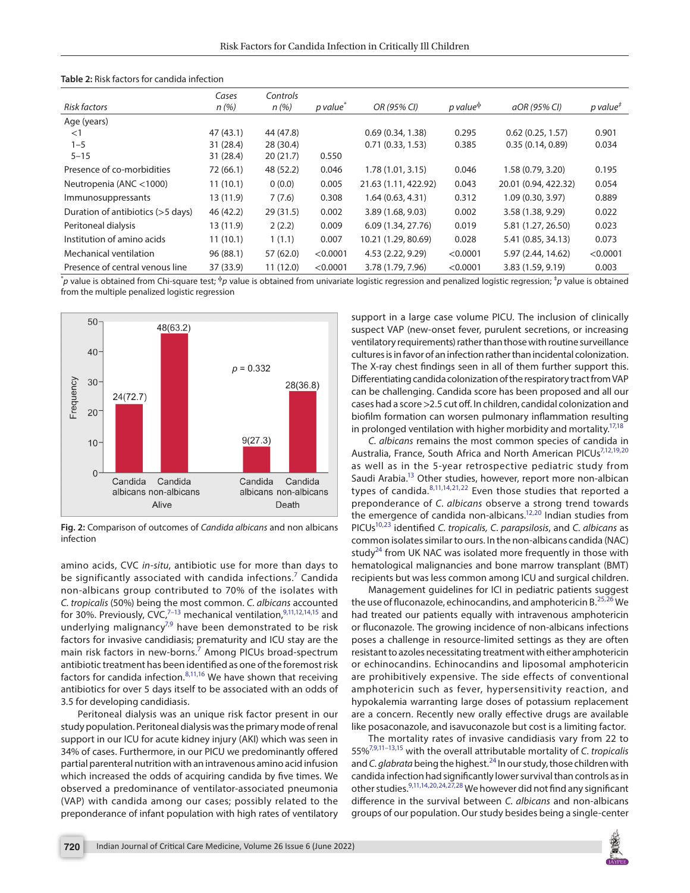**Table 2:** Risk factors for candida infection

| Risk factors | Cases n (%) | Controls n (%) | p value* | OR (95% CI) | p value$^{\Phi}$ | aOR (95% CI) | p value$^{‡}$ |
|---|---|---|---|---|---|---|---|
| Age (years) | | | | | | | |
| <1 | 47 (43.1) | 44 (47.8) | | 0.69 (0.34, 1.38) | 0.295 | 0.62 (0.25, 1.57) | 0.901 |
| 1–5 | 31 (28.4) | 28 (30.4) | | 0.71 (0.33, 1.53) | 0.385 | 0.35 (0.14, 0.89) | 0.034 |
| 5–15 | 31 (28.4) | 20 (21.7) | 0.550 | | | | |
| Presence of co-morbidities | 72 (66.1) | 48 (52.2) | 0.046 | 1.78 (1.01, 3.15) | 0.046 | 1.58 (0.79, 3.20) | 0.195 |
| Neutropenia (ANC <1000) | 11 (10.1) | 0 (0.0) | 0.005 | 21.63 (1.11, 422.92) | 0.043 | 20.01 (0.94, 422.32) | 0.054 |
| Immunosuppressants | 13 (11.9) | 7 (7.6) | 0.308 | 1.64 (0.63, 4.31) | 0.312 | 1.09 (0.30, 3.97) | 0.889 |
| Duration of antibiotics (>5 days) | 46 (42.2) | 29 (31.5) | 0.002 | 3.89 (1.68, 9.03) | 0.002 | 3.58 (1.38, 9.29) | 0.022 |
| Peritoneal dialysis | 13 (11.9) | 2 (2.2) | 0.009 | 6.09 (1.34, 27.76) | 0.019 | 5.81 (1.27, 26.50) | 0.023 |
| Institution of amino acids | 11 (10.1) | 1 (1.1) | 0.007 | 10.21 (1.29, 80.69) | 0.028 | 5.41 (0.85, 34.13) | 0.073 |
| Mechanical ventilation | 96 (88.1) | 57 (62.0) | <0.0001 | 4.53 (2.22, 9.29) | <0.0001 | 5.97 (2.44, 14.62) | <0.0001 |
| Presence of central venous line | 37 (33.9) | 11 (12.0) | <0.0001 | 3.78 (1.79, 7.96) | <0.0001 | 3.83 (1.59, 9.19) | 0.003 |

*p value is obtained from Chi-square test; $^{\Phi}$p value is obtained from univariate logistic regression and penalized logistic regression; $^{‡}$p value is obtained from the multiple penalized logistic regression

**Fig. 2:** Comparison of outcomes of *Candida albicans* and non albicans infection

amino acids, CVC *in-situ*, antibiotic use for more than days to be significantly associated with candida infections.[7] Candida non-albicans group contributed to 70% of the isolates with *C. tropicalis* (50%) being the most common. *C. albicans* accounted for 30%. Previously, CVC,[7–13] mechanical ventilation,[9,11,12,14,15] and underlying malignancy[7,9] have been demonstrated to be risk factors for invasive candidiasis; prematurity and ICU stay are the main risk factors in new-borns.[7] Among PICUs broad-spectrum antibiotic treatment has been identified as one of the foremost risk factors for candida infection.[8,11,16] We have shown that receiving antibiotics for over 5 days itself to be associated with an odds of 3.5 for developing candidiasis.

Peritoneal dialysis was an unique risk factor present in our study population. Peritoneal dialysis was the primary mode of renal support in our ICU for acute kidney injury (AKI) which was seen in 34% of cases. Furthermore, in our PICU we predominantly offered partial parenteral nutrition with an intravenous amino acid infusion which increased the odds of acquiring candida by five times. We observed a predominance of ventilator-associated pneumonia (VAP) with candida among our cases; possibly related to the preponderance of infant population with high rates of ventilatory support in a large case volume PICU. The inclusion of clinically suspect VAP (new-onset fever, purulent secretions, or increasing ventilatory requirements) rather than those with routine surveillance cultures is in favor of an infection rather than incidental colonization. The X-ray chest findings seen in all of them further support this. Differentiating candida colonization of the respiratory tract from VAP can be challenging. Candida score has been proposed and all our cases had a score >2.5 cut off. In children, candidal colonization and biofilm formation can worsen pulmonary inflammation resulting in prolonged ventilation with higher morbidity and mortality.[17,18]

*C. albicans* remains the most common species of candida in Australia, France, South Africa and North American PICUs[7,12,19,20] as well as in the 5-year retrospective pediatric study from Saudi Arabia.[13] Other studies, however, report more non-albican types of candida.[8,11,14,21,22] Even those studies that reported a preponderance of *C. albicans* observe a strong trend towards the emergence of candida non-albicans.[12,20] Indian studies from PICUs[10,23] identified *C. tropicalis, C. parapsilosis*, and *C. albicans* as common isolates similar to ours. In the non-albicans candida (NAC) study[24] from UK NAC was isolated more frequently in those with hematological malignancies and bone marrow transplant (BMT) recipients but was less common among ICU and surgical children.

Management guidelines for ICI in pediatric patients suggest the use of fluconazole, echinocandins, and amphotericin B.[25,26] We had treated our patients equally with intravenous amphotericin or fluconazole. The growing incidence of non-albicans infections poses a challenge in resource-limited settings as they are often resistant to azoles necessitating treatment with either amphotericin or echinocandins. Echinocandins and liposomal amphotericin are prohibitively expensive. The side effects of conventional amphotericin such as fever, hypersensitivity reaction, and hypokalemia warranting large doses of potassium replacement are a concern. Recently new orally effective drugs are available like posaconazole, and isavuconazole but cost is a limiting factor.

The mortality rates of invasive candidiasis vary from 22 to 55%[7,9,11–13,15] with the overall attributable mortality of *C. tropicalis* and *C. glabrata* being the highest.[24] In our study, those children with candida infection had significantly lower survival than controls as in other studies.[9,11,14,20,24,27,28] We however did not find any significant difference in the survival between *C. albicans* and non-albicans groups of our population. Our study besides being a single-center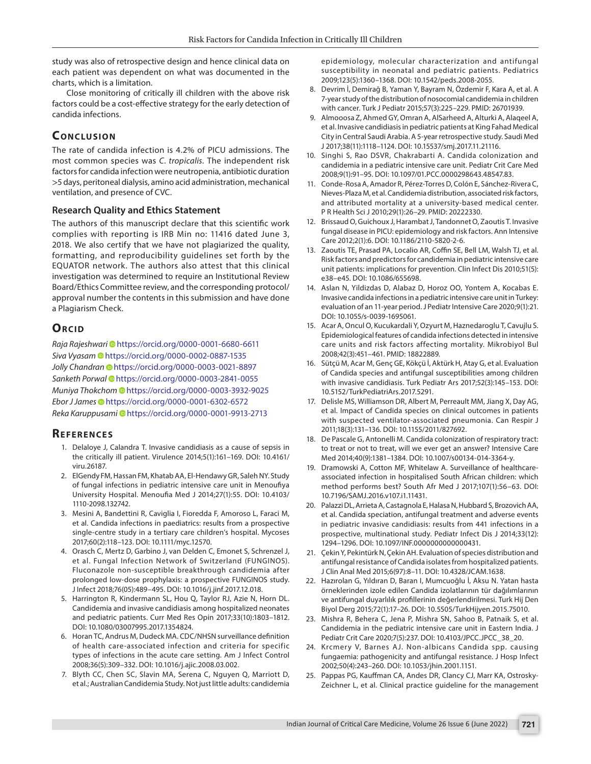study was also of retrospective design and hence clinical data on each patient was dependent on what was documented in the charts, which is a limitation.

Close monitoring of critically ill children with the above risk factors could be a cost-effective strategy for the early detection of candida infections.

## Conclusion

The rate of candida infection is 4.2% of PICU admissions. The most common species was *C. tropicalis*. The independent risk factors for candida infection were neutropenia, antibiotic duration >5 days, peritoneal dialysis, amino acid administration, mechanical ventilation, and presence of CVC.

### Research Quality and Ethics Statement

The authors of this manuscript declare that this scientific work complies with reporting is IRB Min no: 11416 dated June 3, 2018. We also certify that we have not plagiarized the quality, formatting, and reproducibility guidelines set forth by the EQUATOR network. The authors also attest that this clinical investigation was determined to require an Institutional Review Board/Ethics Committee review, and the corresponding protocol/approval number the contents in this submission and have done a Plagiarism Check.

## Orcid

*Raja Rajeshwari* https://orcid.org/0000-0001-6680-6611
*Siva Vyasam* https://orcid.org/0000-0002-0887-1535
*Jolly Chandran* https://orcid.org/0000-0003-0021-8897
*Sanketh Porwal* https://orcid.org/0000-0003-2841-0055
*Muniya Thokchom* https://orcid.org/0000-0003-3932-9025
*Ebor J James* https://orcid.org/0000-0001-6302-6572
*Reka Karuppusami* https://orcid.org/0000-0001-9913-2713

## References

1. Delaloye J, Calandra T. Invasive candidiasis as a cause of sepsis in the critically ill patient. Virulence 2014;5(1):161–169. DOI: 10.4161/viru.26187.
2. ElGendy FM, Hassan FM, Khatab AA, El-Hendawy GR, Saleh NY. Study of fungal infections in pediatric intensive care unit in Menoufiya University Hospital. Menoufia Med J 2014;27(1):55. DOI: 10.4103/1110-2098.132742.
3. Mesini A, Bandettini R, Caviglia I, Fioredda F, Amoroso L, Faraci M, et al. Candida infections in paediatrics: results from a prospective single-centre study in a tertiary care children's hospital. Mycoses 2017;60(2):118–123. DOI: 10.1111/myc.12570.
4. Orasch C, Mertz D, Garbino J, van Delden C, Emonet S, Schrenzel J, et al. Fungal Infection Network of Switzerland (FUNGINOS). Fluconazole non-susceptible breakthrough candidemia after prolonged low-dose prophylaxis: a prospective FUNGINOS study. J Infect 2018;76(05):489–495. DOI: 10.1016/j.jinf.2017.12.018.
5. Harrington R, Kindermann SL, Hou Q, Taylor RJ, Azie N, Horn DL. Candidemia and invasive candidiasis among hospitalized neonates and pediatric patients. Curr Med Res Opin 2017;33(10):1803–1812. DOI: 10.1080/03007995.2017.1354824.
6. Horan TC, Andrus M, Dudeck MA. CDC/NHSN surveillance definition of health care-associated infection and criteria for specific types of infections in the acute care setting. Am J Infect Control 2008;36(5):309–332. DOI: 10.1016/j.ajic.2008.03.002.
7. Blyth CC, Chen SC, Slavin MA, Serena C, Nguyen Q, Marriott D, et al.; Australian Candidemia Study. Not just little adults: candidemia epidemiology, molecular characterization and antifungal susceptibility in neonatal and pediatric patients. Pediatrics 2009;123(5):1360–1368. DOI: 10.1542/peds.2008-2055.
8. Devrim İ, Demirağ B, Yaman Y, Bayram N, Özdemir F, Kara A, et al. A 7-year study of the distribution of nosocomial candidemia in children with cancer. Turk J Pediatr 2015;57(3):225–229. PMID: 26701939.
9. Almooosa Z, Ahmed GY, Omran A, AlSarheed A, Alturki A, Alaqeel A, et al. Invasive candidiasis in pediatric patients at King Fahad Medical City in Central Saudi Arabia. A 5-year retrospective study. Saudi Med J 2017;38(11):1118–1124. DOI: 10.15537/smj.2017.11.21116.
10. Singhi S, Rao DSVR, Chakrabarti A. Candida colonization and candidemia in a pediatric intensive care unit. Pediatr Crit Care Med 2008;9(1):91–95. DOI: 10.1097/01.PCC.0000298643.48547.83.
11. Conde-Rosa A, Amador R, Pérez-Torres D, Colón E, Sánchez-Rivera C, Nieves-Plaza M, et al. Candidemia distribution, associated risk factors, and attributed mortality at a university-based medical center. P R Health Sci J 2010;29(1):26–29. PMID: 20222330.
12. Brissaud O, Guichoux J, Harambat J, Tandonnet O, Zaoutis T. Invasive fungal disease in PICU: epidemiology and risk factors. Ann Intensive Care 2012;2(1):6. DOI: 10.1186/2110-5820-2-6.
13. Zaoutis TE, Prasad PA, Localio AR, Coffin SE, Bell LM, Walsh TJ, et al. Risk factors and predictors for candidemia in pediatric intensive care unit patients: implications for prevention. Clin Infect Dis 2010;51(5):e38–e45. DOI: 10.1086/655698.
14. Aslan N, Yildizdas D, Alabaz D, Horoz OO, Yontem A, Kocabas E. Invasive candida infections in a pediatric intensive care unit in Turkey: evaluation of an 11-year period. J Pediatr Intensive Care 2020;9(1):21. DOI: 10.1055/s-0039-1695061.
15. Acar A, Oncul O, Kucukardali Y, Ozyurt M, Haznedaroglu T, Cavujlu S. Epidemiological features of candida infections detected in intensive care units and risk factors affecting mortality. Mikrobiyol Bul 2008;42(3):451–461. PMID: 18822889.
16. Sütçü M, Acar M, Genç GE, Kökçü İ, Aktürk H, Atay G, et al. Evaluation of Candida species and antifungal susceptibilities among children with invasive candidiasis. Turk Pediatr Ars 2017;52(3):145–153. DOI: 10.5152/TurkPediatriArs.2017.5291.
17. Delisle MS, Williamson DR, Albert M, Perreault MM, Jiang X, Day AG, et al. Impact of Candida species on clinical outcomes in patients with suspected ventilator-associated pneumonia. Can Respir J 2011;18(3):131–136. DOI: 10.1155/2011/827692.
18. De Pascale G, Antonelli M. Candida colonization of respiratory tract: to treat or not to treat, will we ever get an answer? Intensive Care Med 2014;40(9):1381–1384. DOI: 10.1007/s00134-014-3364-y.
19. Dramowski A, Cotton MF, Whitelaw A. Surveillance of healthcare-associated infection in hospitalised South African children: which method performs best? South Afr Med J 2017;107(1):56–63. DOI: 10.7196/SAMJ.2016.v107.i1.11431.
20. Palazzi DL, Arrieta A, Castagnola E, Halasa N, Hubbard S, Brozovich AA, et al. Candida speciation, antifungal treatment and adverse events in pediatric invasive candidiasis: results from 441 infections in a prospective, multinational study. Pediatr Infect Dis J 2014;33(12):1294–1296. DOI: 10.1097/INF.0000000000000431.
21. Çekin Y, Pekintürk N, Çekin AH. Evaluation of species distribution and antifungal resistance of Candida isolates from hospitalized patients. J Clin Anal Med 2015;6(97):8–11. DOI: 10.4328/JCAM.1638.
22. Hazırolan G, Yıldıran D, Baran I, Mumcuoğlu İ, Aksu N. Yatan hasta örneklerinden izole edilen Candida izolatlarının tür dağılımlarının ve antifungal duyarlılık profillerinin değerlendirilmesi. Turk Hij Den Biyol Derg 2015;72(1):17–26. DOI: 10.5505/TurkHijyen.2015.75010.
23. Mishra R, Behera C, Jena P, Mishra SN, Sahoo B, Patnaik S, et al. Candidemia in the pediatric intensive care unit in Eastern India. J Pediatr Crit Care 2020;7(5):237. DOI: 10.4103/JPCC.JPCC_38_20.
24. Krcmery V, Barnes AJ. Non-albicans Candida spp. causing fungaemia: pathogenicity and antifungal resistance. J Hosp Infect 2002;50(4):243–260. DOI: 10.1053/jhin.2001.1151.
25. Pappas PG, Kauffman CA, Andes DR, Clancy CJ, Marr KA, Ostrosky-Zeichner L, et al. Clinical practice guideline for the management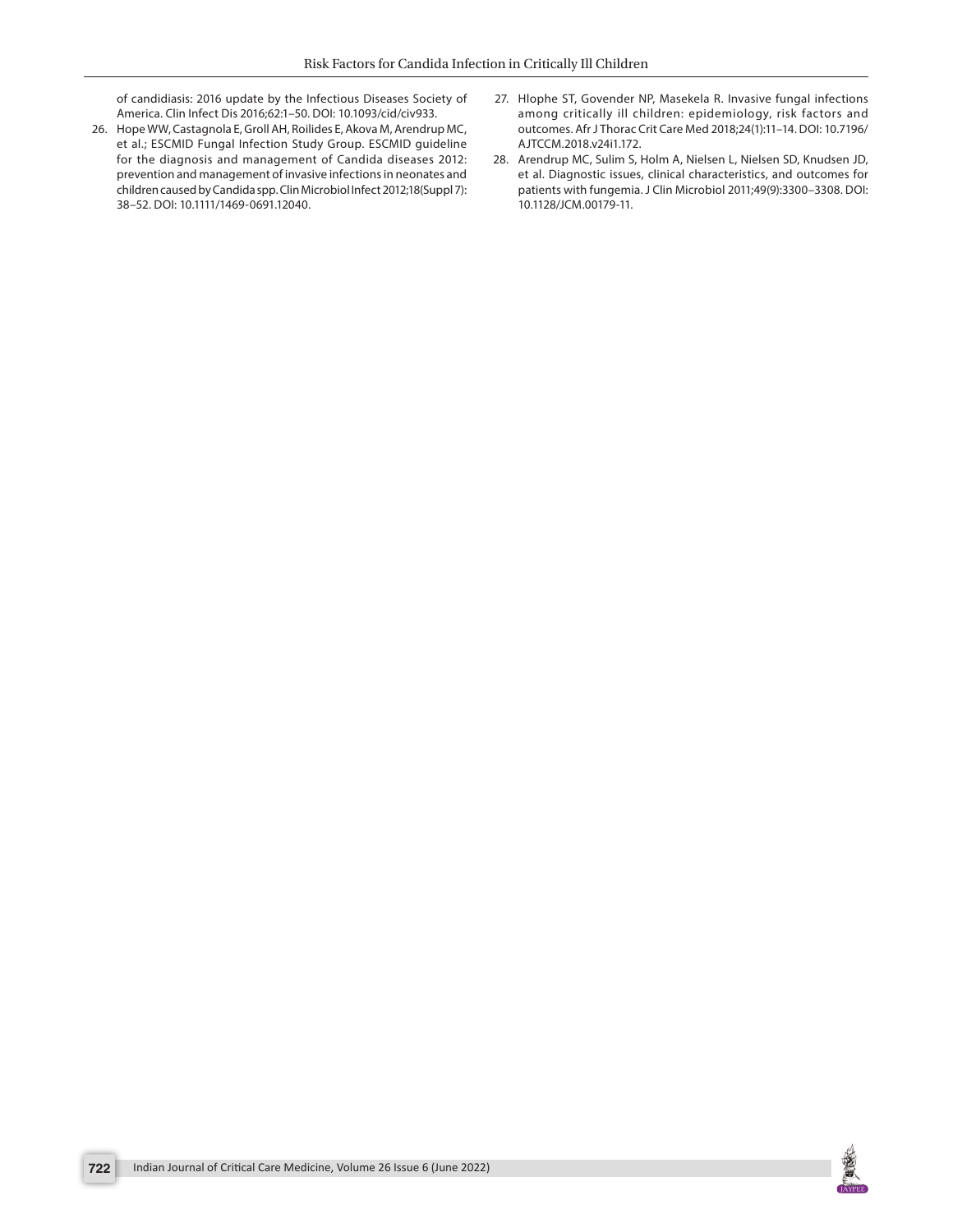of candidiasis: 2016 update by the Infectious Diseases Society of America. Clin Infect Dis 2016;62:1–50. DOI: 10.1093/cid/civ933.

26. Hope WW, Castagnola E, Groll AH, Roilides E, Akova M, Arendrup MC, et al.; ESCMID Fungal Infection Study Group. ESCMID guideline for the diagnosis and management of Candida diseases 2012: prevention and management of invasive infections in neonates and children caused by Candida spp. Clin Microbiol Infect 2012;18(Suppl 7): 38–52. DOI: 10.1111/1469-0691.12040.
27. Hlophe ST, Govender NP, Masekela R. Invasive fungal infections among critically ill children: epidemiology, risk factors and outcomes. Afr J Thorac Crit Care Med 2018;24(1):11–14. DOI: 10.7196/AJTCCM.2018.v24i1.172.
28. Arendrup MC, Sulim S, Holm A, Nielsen L, Nielsen SD, Knudsen JD, et al. Diagnostic issues, clinical characteristics, and outcomes for patients with fungemia. J Clin Microbiol 2011;49(9):3300–3308. DOI: 10.1128/JCM.00179-11.